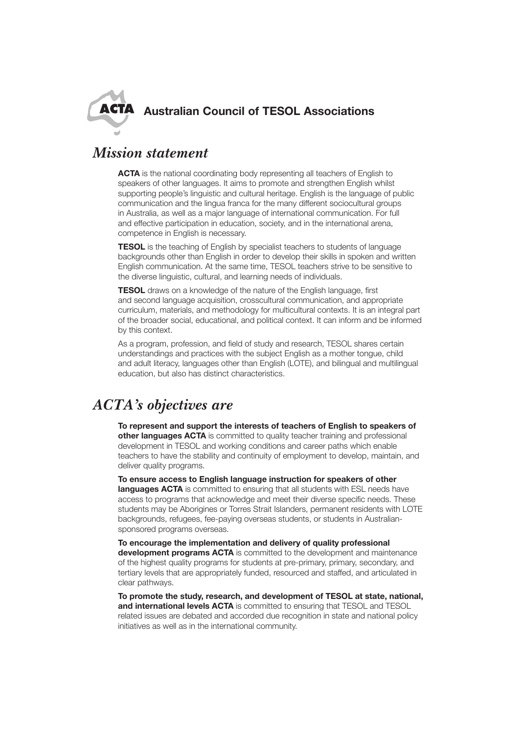# ACTA Australian Council of TESOL Associations

## *Mission statement*

**ACTA** is the national coordinating body representing all teachers of English to speakers of other languages. It aims to promote and strengthen English whilst supporting people's linguistic and cultural heritage. English is the language of public communication and the lingua franca for the many different sociocultural groups in Australia, as well as a major language of international communication. For full and effective participation in education, society, and in the international arena, competence in English is necessary.

**TESOL** is the teaching of English by specialist teachers to students of language backgrounds other than English in order to develop their skills in spoken and written English communication. At the same time, TESOL teachers strive to be sensitive to the diverse linguistic, cultural, and learning needs of individuals.

**TESOL** draws on a knowledge of the nature of the English language, first and second language acquisition, crosscultural communication, and appropriate curriculum, materials, and methodology for multicultural contexts. It is an integral part of the broader social, educational, and political context. It can inform and be informed by this context.

As a program, profession, and field of study and research, TESOL shares certain understandings and practices with the subject English as a mother tongue, child and adult literacy, languages other than English (LOTE), and bilingual and multilingual education, but also has distinct characteristics.

## *ACTA's objectives are*

**To represent and support the interests of teachers of English to speakers of other languages ACTA** is committed to quality teacher training and professional development in TESOL and working conditions and career paths which enable teachers to have the stability and continuity of employment to develop, maintain, and deliver quality programs.

**To ensure access to English language instruction for speakers of other languages ACTA** is committed to ensuring that all students with ESL needs have access to programs that acknowledge and meet their diverse specific needs. These students may be Aborigines or Torres Strait Islanders, permanent residents with LOTE backgrounds, refugees, fee-paying overseas students, or students in Australian-sponsored programs overseas.

**To encourage the implementation and delivery of quality professional development programs ACTA** is committed to the development and maintenance of the highest quality programs for students at pre-primary, primary, secondary, and tertiary levels that are appropriately funded, resourced and staffed, and articulated in clear pathways.

**To promote the study, research, and development of TESOL at state, national, and international levels ACTA** is committed to ensuring that TESOL and TESOL related issues are debated and accorded due recognition in state and national policy initiatives as well as in the international community.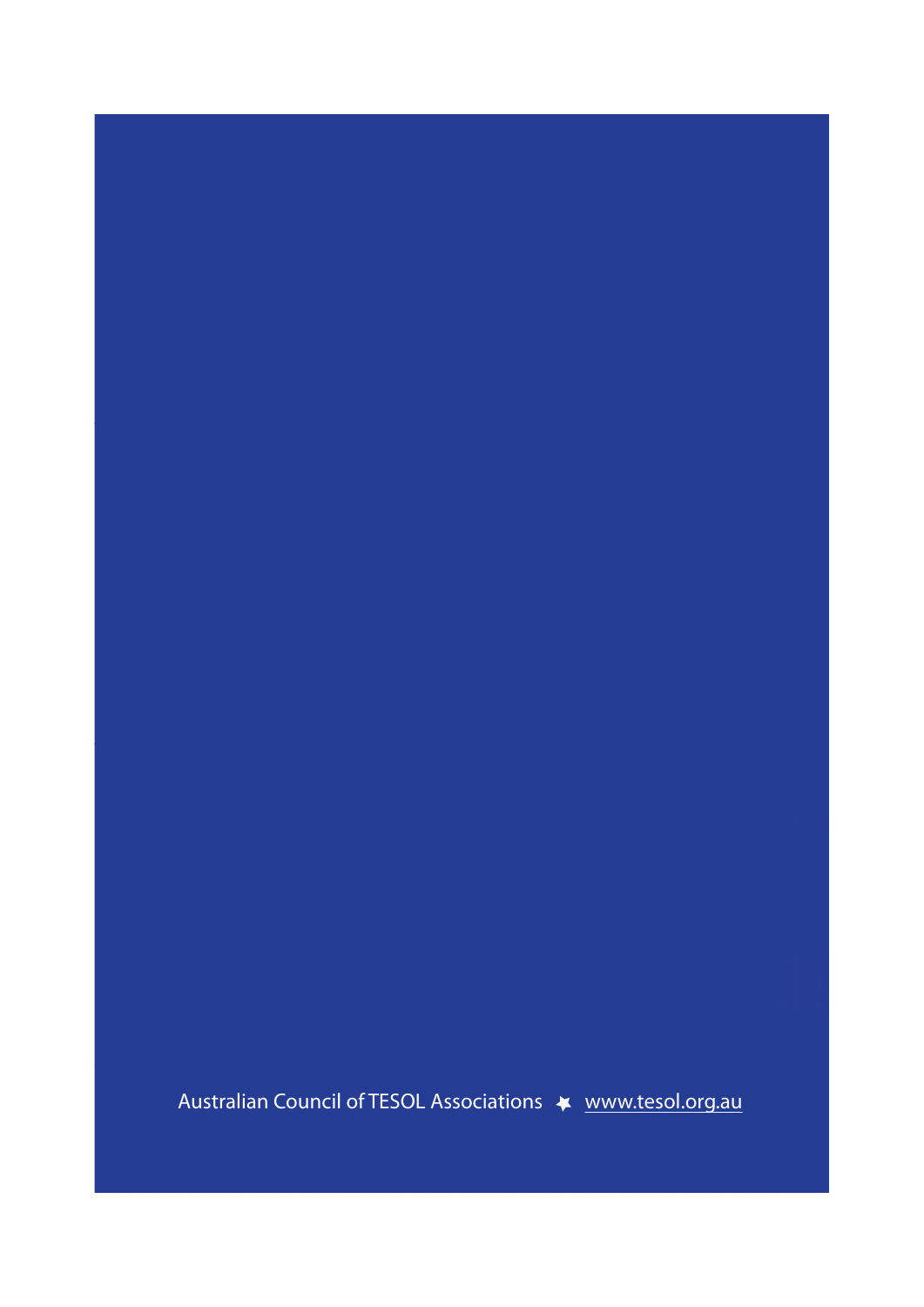Australian Council of TESOL Associations ★ www.tesol.org.au